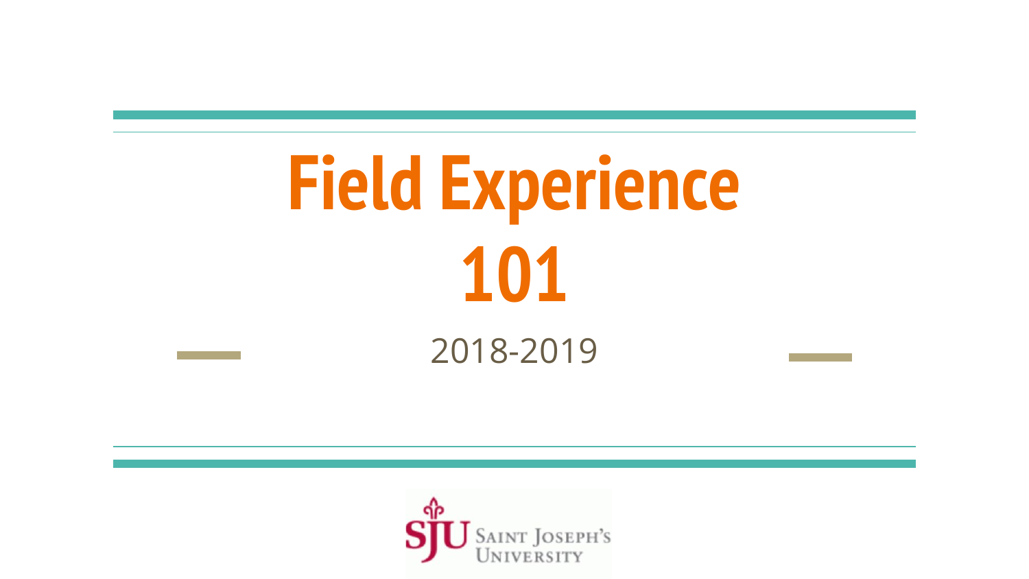# Field Experience 101

2018-2019

SJU Saint Joseph's University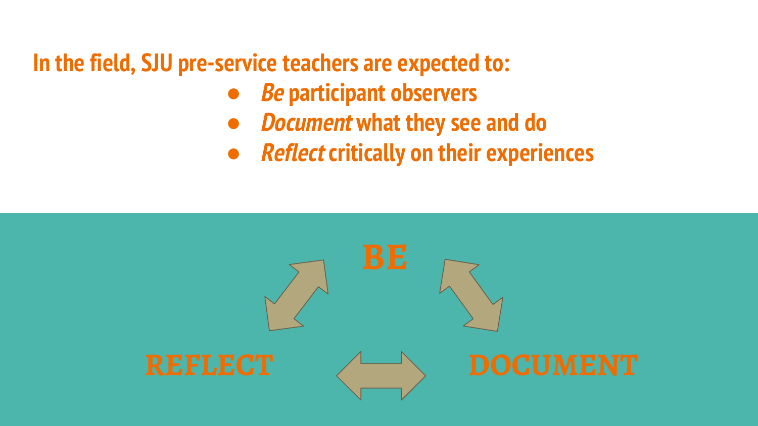**In the field, SJU pre-service teachers are expected to:**

- ***Be*** **participant observers**
- ***Document*** **what they see and do**
- ***Reflect*** **critically on their experiences**

**BE**

**REFLECT** ⟷ **DOCUMENT**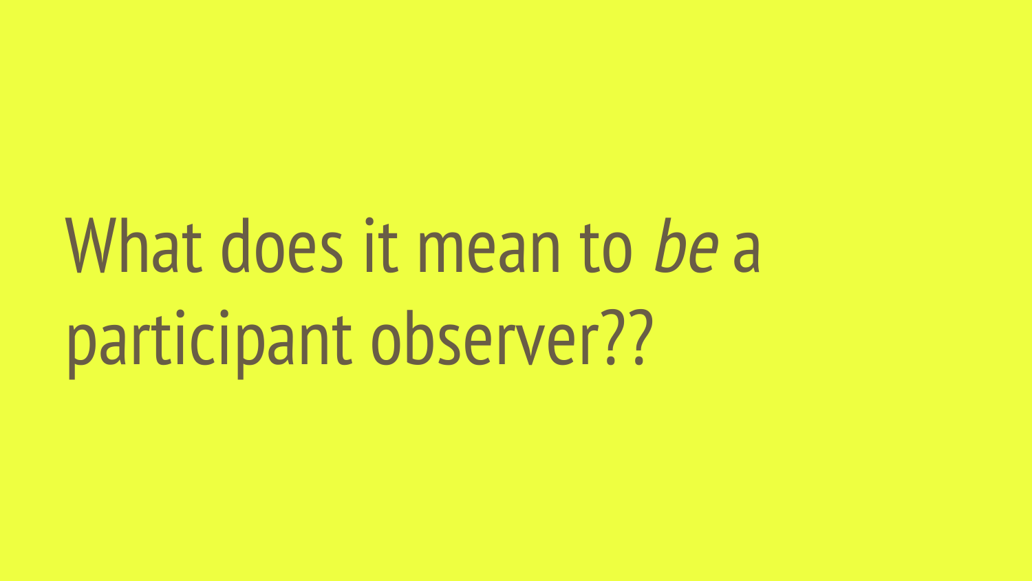# What does it mean to *be* a participant observer??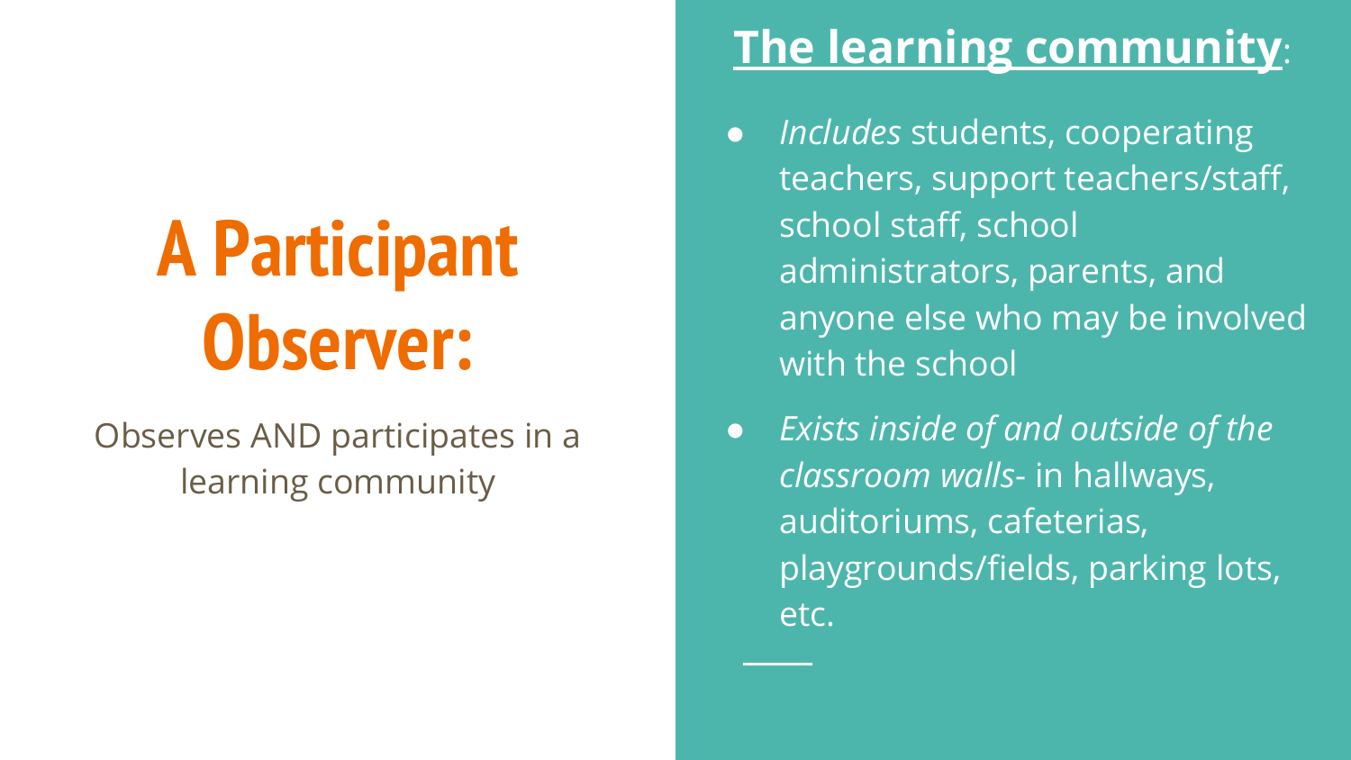# A Participant Observer:

Observes AND participates in a learning community

## **The learning community**:

- *Includes* students, cooperating teachers, support teachers/staff, school staff, school administrators, parents, and anyone else who may be involved with the school
- *Exists inside of and outside of the classroom walls*- in hallways, auditoriums, cafeterias, playgrounds/fields, parking lots, etc.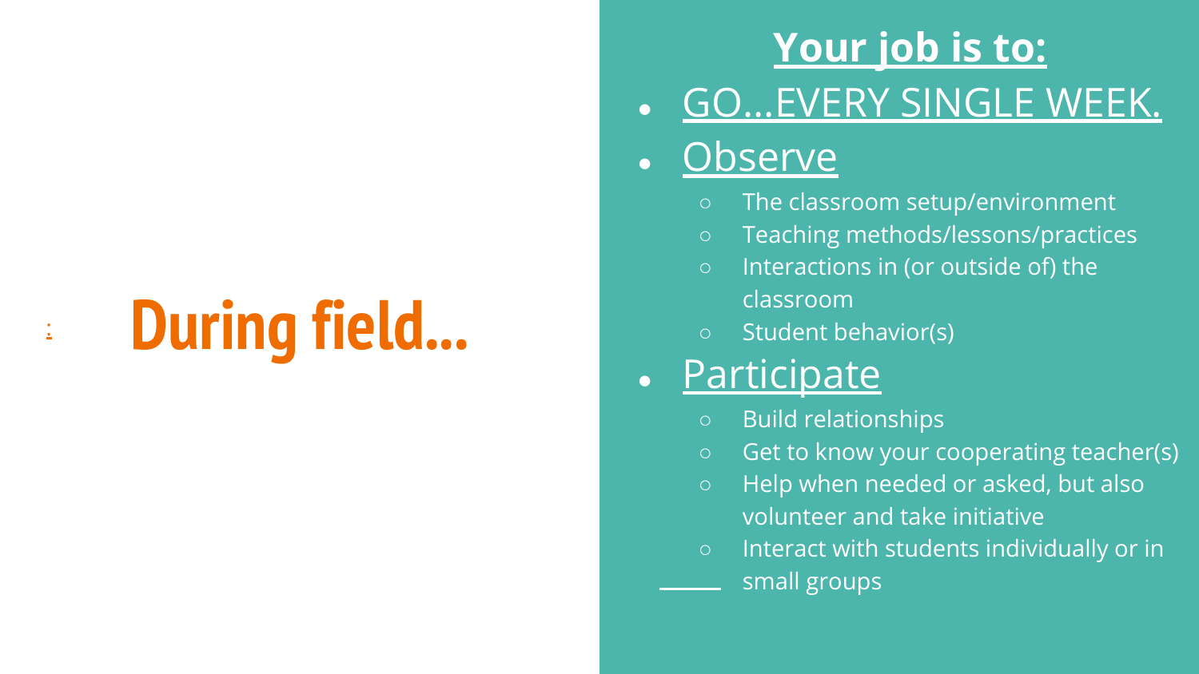# During field...

## Your job is to:

- GO...EVERY SINGLE WEEK.
- Observe
  - The classroom setup/environment
  - Teaching methods/lessons/practices
  - Interactions in (or outside of) the classroom
  - Student behavior(s)
- Participate
  - Build relationships
  - Get to know your cooperating teacher(s)
  - Help when needed or asked, but also volunteer and take initiative
  - Interact with students individually or in small groups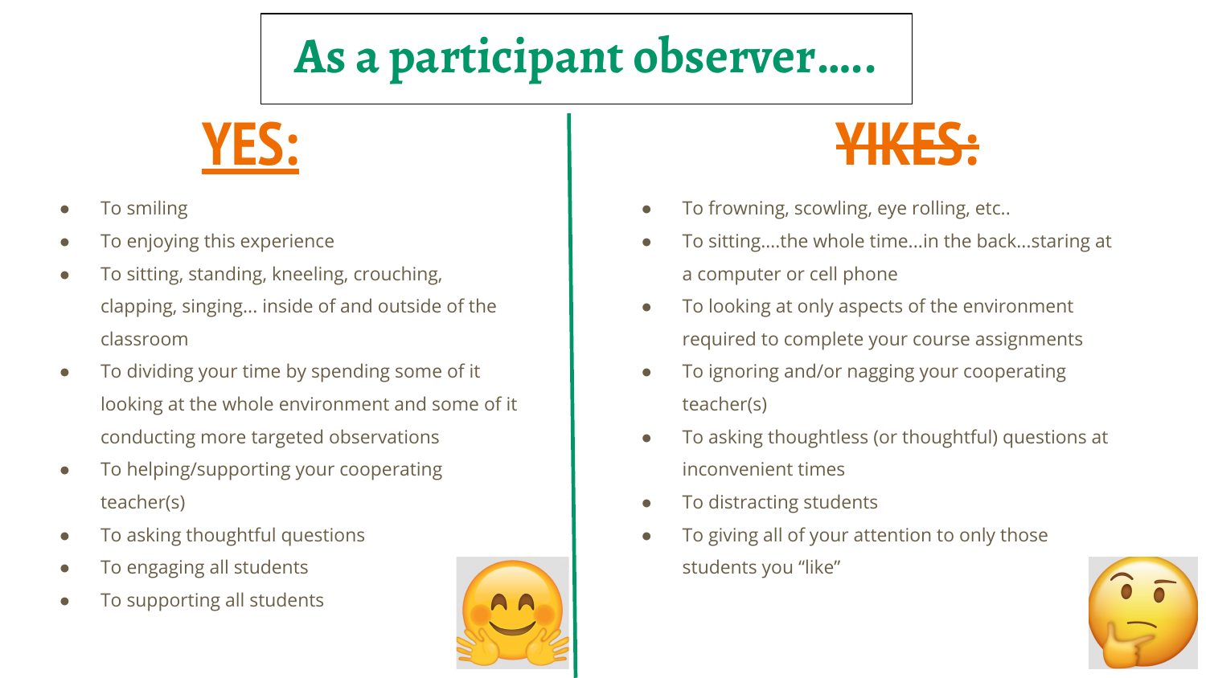# As a participant observer.....

## YES:

- To smiling
- To enjoying this experience
- To sitting, standing, kneeling, crouching, clapping, singing... inside of and outside of the classroom
- To dividing your time by spending some of it looking at the whole environment and some of it conducting more targeted observations
- To helping/supporting your cooperating teacher(s)
- To asking thoughtful questions
- To engaging all students
- To supporting all students

## ~~YIKES:~~

- To frowning, scowling, eye rolling, etc..
- To sitting....the whole time...in the back...staring at a computer or cell phone
- To looking at only aspects of the environment required to complete your course assignments
- To ignoring and/or nagging your cooperating teacher(s)
- To asking thoughtless (or thoughtful) questions at inconvenient times
- To distracting students
- To giving all of your attention to only those students you "like"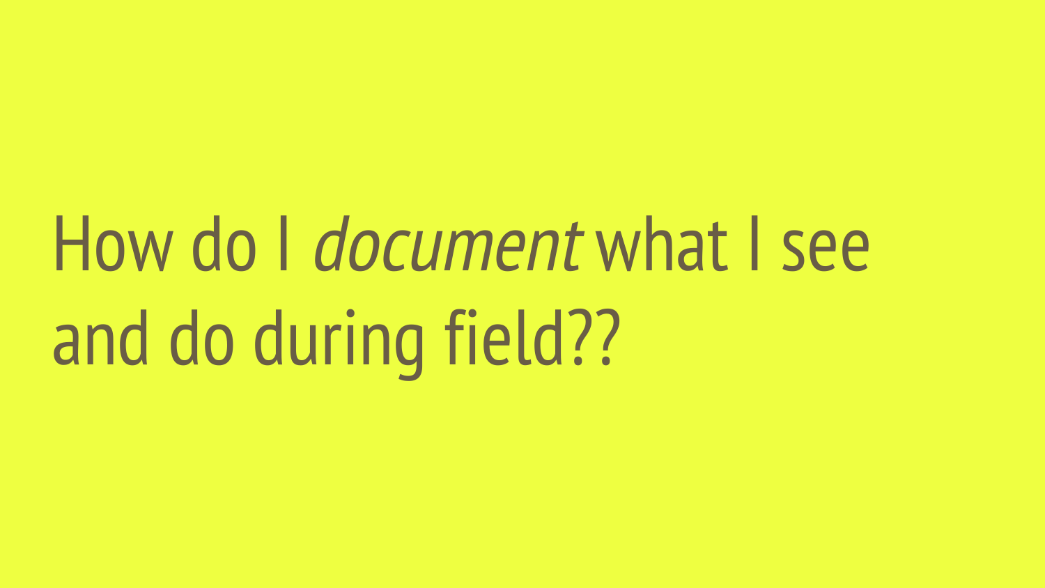# How do I *document* what I see and do during field??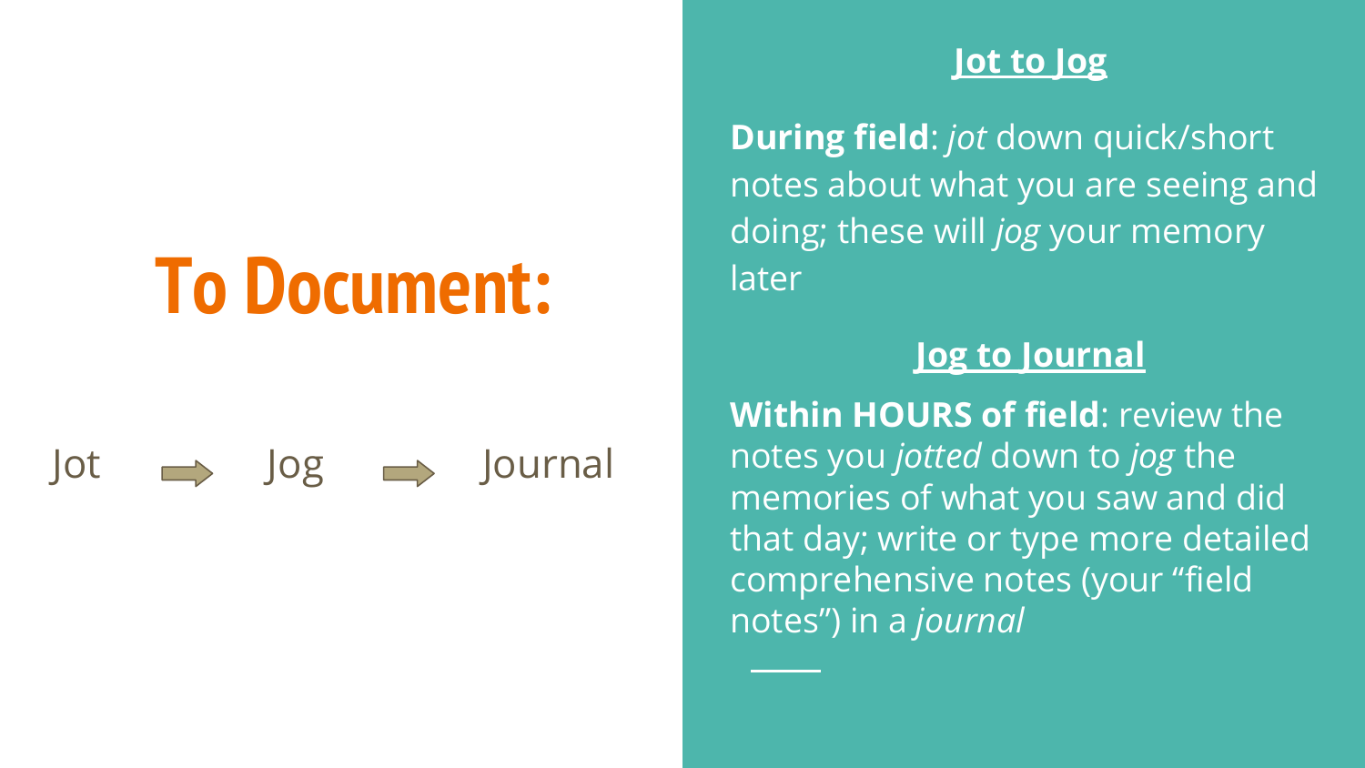# To Document:

Jot → Jog → Journal

## Jot to Jog

**During field**: *jot* down quick/short notes about what you are seeing and doing; these will *jog* your memory later

## Jog to Journal

**Within HOURS of field**: review the notes you *jotted* down to *jog* the memories of what you saw and did that day; write or type more detailed comprehensive notes (your "field notes") in a *journal*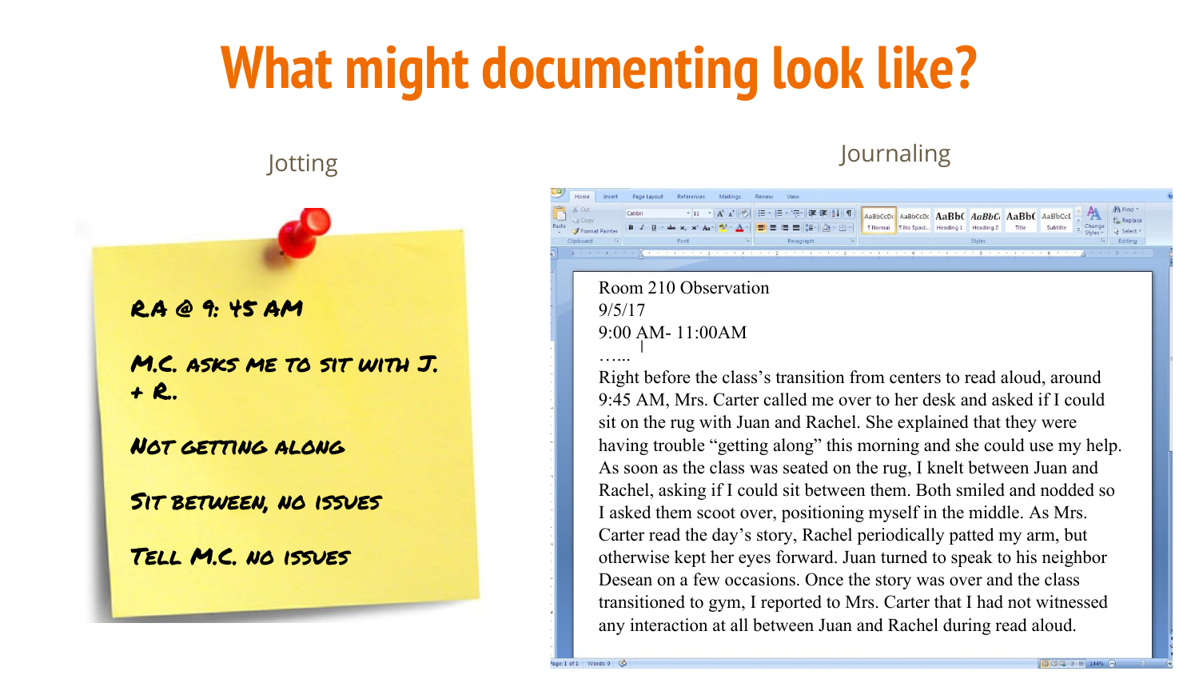# What might documenting look like?

## Jotting

R.A @ 9: 45 AM

M.C. ASKS ME TO SIT WITH J. + R.

NOT GETTING ALONG

SIT BETWEEN, NO ISSUES

TELL M.C. NO ISSUES

## Journaling

Room 210 Observation
9/5/17
9:00 AM- 11:00AM
…...

Right before the class's transition from centers to read aloud, around 9:45 AM, Mrs. Carter called me over to her desk and asked if I could sit on the rug with Juan and Rachel. She explained that they were having trouble "getting along" this morning and she could use my help. As soon as the class was seated on the rug, I knelt between Juan and Rachel, asking if I could sit between them. Both smiled and nodded so I asked them scoot over, positioning myself in the middle. As Mrs. Carter read the day's story, Rachel periodically patted my arm, but otherwise kept her eyes forward. Juan turned to speak to his neighbor Desean on a few occasions. Once the story was over and the class transitioned to gym, I reported to Mrs. Carter that I had not witnessed any interaction at all between Juan and Rachel during read aloud.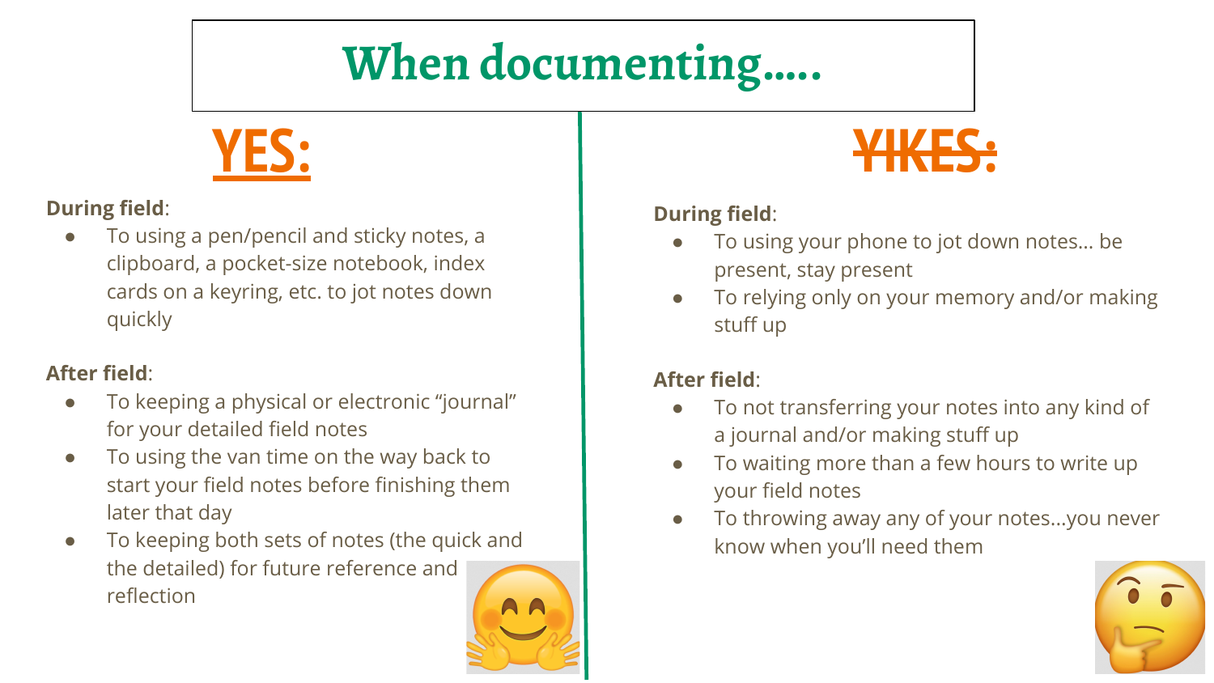# When documenting.....

## YES:

**During field**:

- To using a pen/pencil and sticky notes, a clipboard, a pocket-size notebook, index cards on a keyring, etc. to jot notes down quickly

**After field**:

- To keeping a physical or electronic "journal" for your detailed field notes
- To using the van time on the way back to start your field notes before finishing them later that day
- To keeping both sets of notes (the quick and the detailed) for future reference and reflection

## ~~YIKES:~~

**During field**:

- To using your phone to jot down notes... be present, stay present
- To relying only on your memory and/or making stuff up

**After field**:

- To not transferring your notes into any kind of a journal and/or making stuff up
- To waiting more than a few hours to write up your field notes
- To throwing away any of your notes...you never know when you'll need them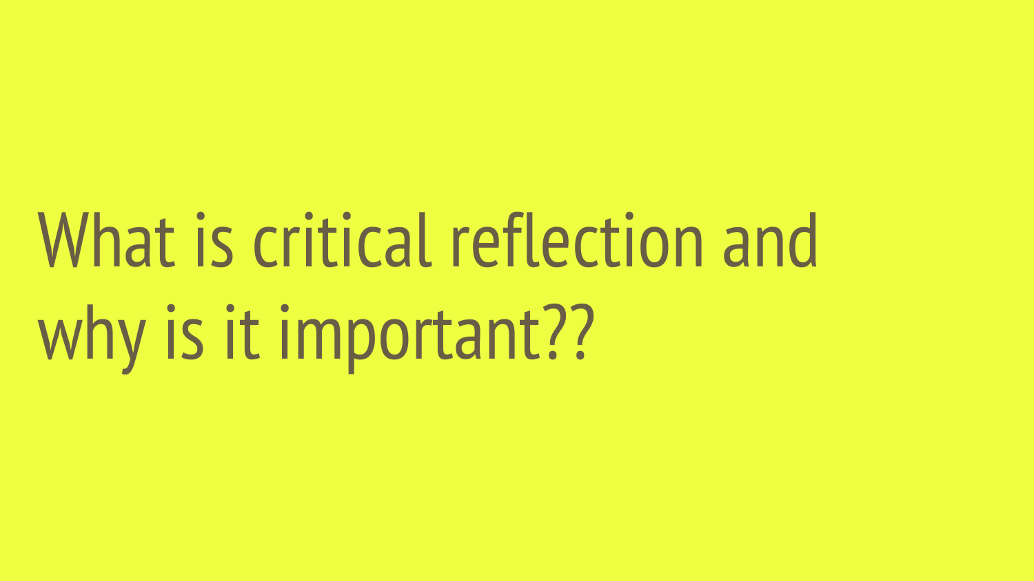# What is critical reflection and why is it important??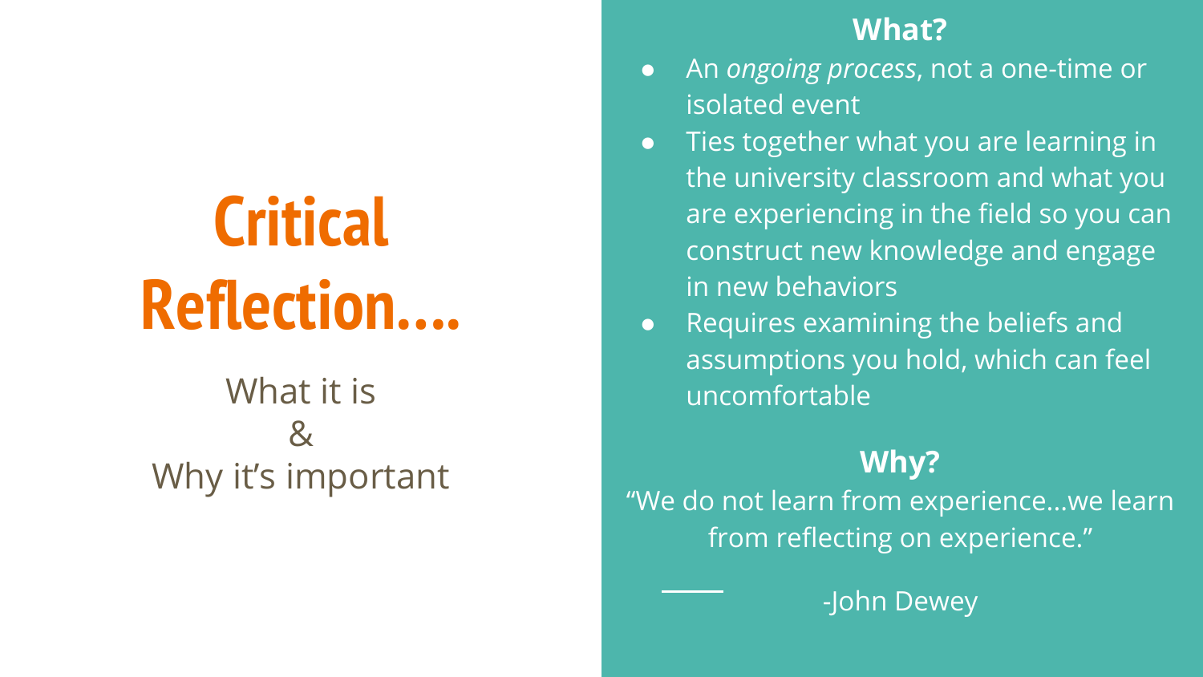# Critical Reflection....

What it is
&
Why it's important

## What?

- An *ongoing process*, not a one-time or isolated event
- Ties together what you are learning in the university classroom and what you are experiencing in the field so you can construct new knowledge and engage in new behaviors
- Requires examining the beliefs and assumptions you hold, which can feel uncomfortable

## Why?

"We do not learn from experience...we learn from reflecting on experience."

-John Dewey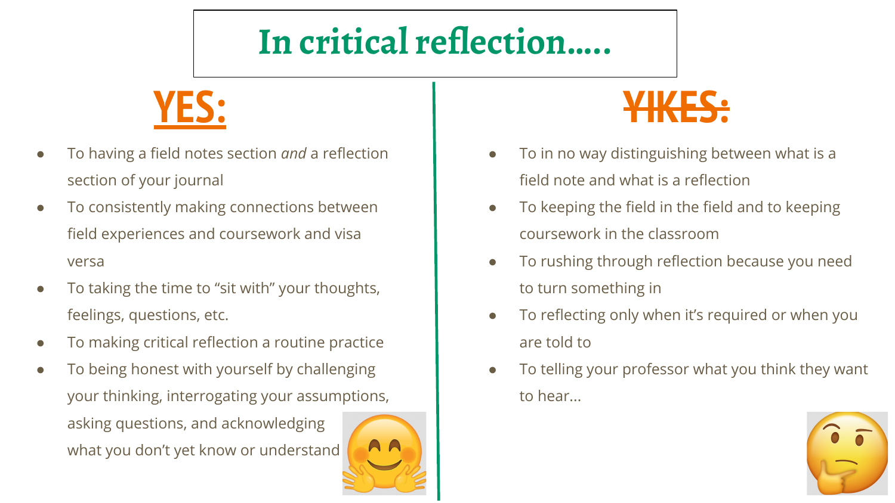# In critical reflection.....

## YES:

- To having a field notes section *and* a reflection section of your journal
- To consistently making connections between field experiences and coursework and visa versa
- To taking the time to "sit with" your thoughts, feelings, questions, etc.
- To making critical reflection a routine practice
- To being honest with yourself by challenging your thinking, interrogating your assumptions, asking questions, and acknowledging what you don't yet know or understand

## ~~YIKES:~~

- To in no way distinguishing between what is a field note and what is a reflection
- To keeping the field in the field and to keeping coursework in the classroom
- To rushing through reflection because you need to turn something in
- To reflecting only when it's required or when you are told to
- To telling your professor what you think they want to hear...